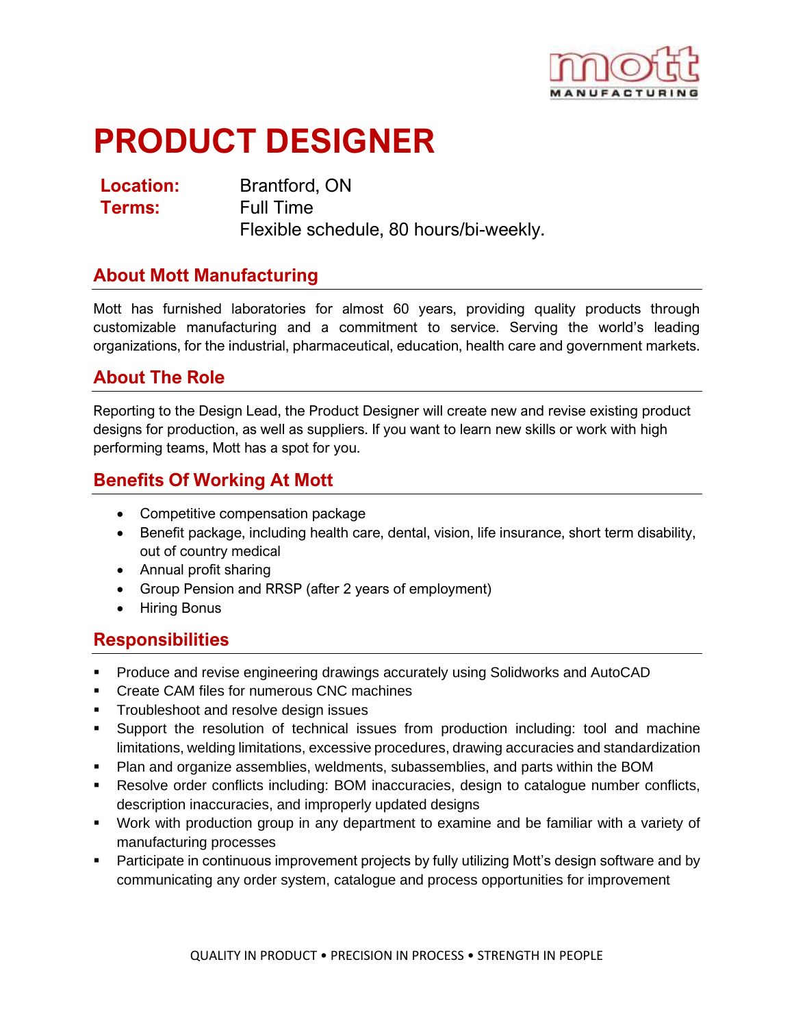# PRODUCT DESIGNER

**Location:** Brantford, ON
**Terms:** Full Time
Flexible schedule, 80 hours/bi-weekly.

## About Mott Manufacturing

Mott has furnished laboratories for almost 60 years, providing quality products through customizable manufacturing and a commitment to service. Serving the world's leading organizations, for the industrial, pharmaceutical, education, health care and government markets.

## About The Role

Reporting to the Design Lead, the Product Designer will create new and revise existing product designs for production, as well as suppliers. If you want to learn new skills or work with high performing teams, Mott has a spot for you.

## Benefits Of Working At Mott

- Competitive compensation package
- Benefit package, including health care, dental, vision, life insurance, short term disability, out of country medical
- Annual profit sharing
- Group Pension and RRSP (after 2 years of employment)
- Hiring Bonus

## Responsibilities

- Produce and revise engineering drawings accurately using Solidworks and AutoCAD
- Create CAM files for numerous CNC machines
- Troubleshoot and resolve design issues
- Support the resolution of technical issues from production including: tool and machine limitations, welding limitations, excessive procedures, drawing accuracies and standardization
- Plan and organize assemblies, weldments, subassemblies, and parts within the BOM
- Resolve order conflicts including: BOM inaccuracies, design to catalogue number conflicts, description inaccuracies, and improperly updated designs
- Work with production group in any department to examine and be familiar with a variety of manufacturing processes
- Participate in continuous improvement projects by fully utilizing Mott's design software and by communicating any order system, catalogue and process opportunities for improvement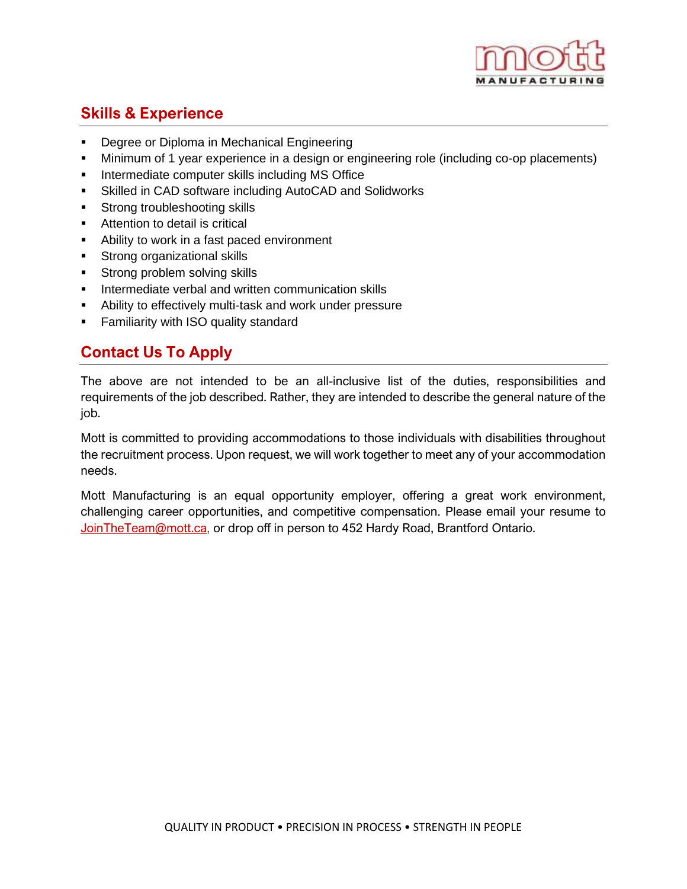## Skills & Experience

- Degree or Diploma in Mechanical Engineering
- Minimum of 1 year experience in a design or engineering role (including co-op placements)
- Intermediate computer skills including MS Office
- Skilled in CAD software including AutoCAD and Solidworks
- Strong troubleshooting skills
- Attention to detail is critical
- Ability to work in a fast paced environment
- Strong organizational skills
- Strong problem solving skills
- Intermediate verbal and written communication skills
- Ability to effectively multi-task and work under pressure
- Familiarity with ISO quality standard

## Contact Us To Apply

The above are not intended to be an all-inclusive list of the duties, responsibilities and requirements of the job described. Rather, they are intended to describe the general nature of the job.

Mott is committed to providing accommodations to those individuals with disabilities throughout the recruitment process. Upon request, we will work together to meet any of your accommodation needs.

Mott Manufacturing is an equal opportunity employer, offering a great work environment, challenging career opportunities, and competitive compensation. Please email your resume to JoinTheTeam@mott.ca, or drop off in person to 452 Hardy Road, Brantford Ontario.